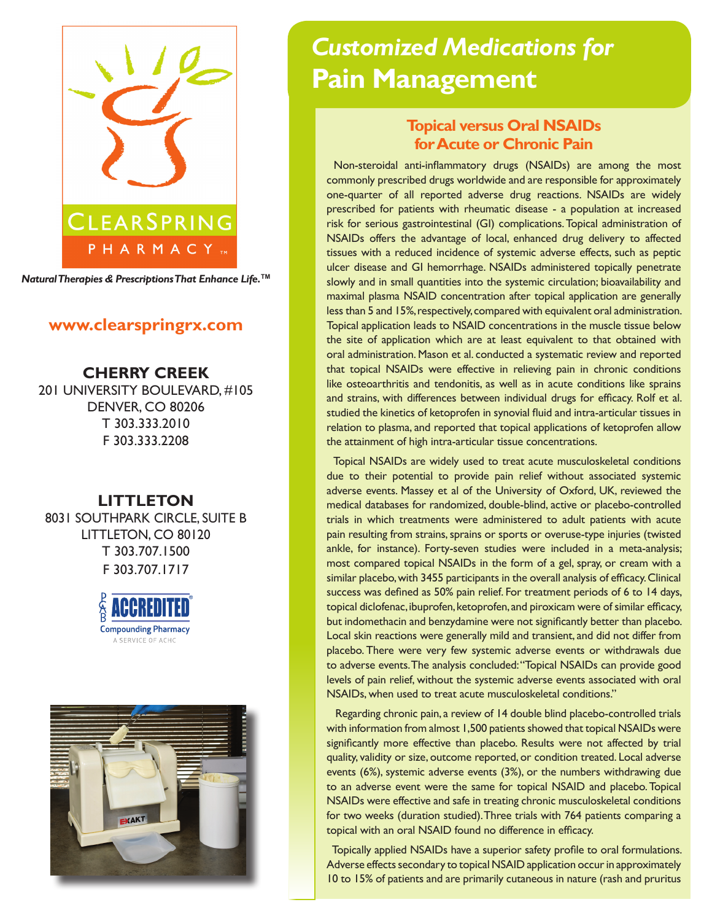CLEARSPRING PHARMACY™

*Natural Therapies & Prescriptions That Enhance Life.™*

**www.clearspringrx.com**

**CHERRY CREEK**
201 UNIVERSITY BOULEVARD, #105
DENVER, CO 80206
T 303.333.2010
F 303.333.2208

**LITTLETON**
8031 SOUTHPARK CIRCLE, SUITE B
LITTLETON, CO 80120
T 303.707.1500
F 303.707.1717

PCAB ACCREDITED® Compounding Pharmacy
A SERVICE OF ACHC

# *Customized Medications for* Pain Management

## Topical versus Oral NSAIDs for Acute or Chronic Pain

Non-steroidal anti-inflammatory drugs (NSAIDs) are among the most commonly prescribed drugs worldwide and are responsible for approximately one-quarter of all reported adverse drug reactions. NSAIDs are widely prescribed for patients with rheumatic disease - a population at increased risk for serious gastrointestinal (GI) complications. Topical administration of NSAIDs offers the advantage of local, enhanced drug delivery to affected tissues with a reduced incidence of systemic adverse effects, such as peptic ulcer disease and GI hemorrhage. NSAIDs administered topically penetrate slowly and in small quantities into the systemic circulation; bioavailability and maximal plasma NSAID concentration after topical application are generally less than 5 and 15%, respectively, compared with equivalent oral administration. Topical application leads to NSAID concentrations in the muscle tissue below the site of application which are at least equivalent to that obtained with oral administration. Mason et al. conducted a systematic review and reported that topical NSAIDs were effective in relieving pain in chronic conditions like osteoarthritis and tendonitis, as well as in acute conditions like sprains and strains, with differences between individual drugs for efficacy. Rolf et al. studied the kinetics of ketoprofen in synovial fluid and intra-articular tissues in relation to plasma, and reported that topical applications of ketoprofen allow the attainment of high intra-articular tissue concentrations.

Topical NSAIDs are widely used to treat acute musculoskeletal conditions due to their potential to provide pain relief without associated systemic adverse events. Massey et al of the University of Oxford, UK, reviewed the medical databases for randomized, double-blind, active or placebo-controlled trials in which treatments were administered to adult patients with acute pain resulting from strains, sprains or sports or overuse-type injuries (twisted ankle, for instance). Forty-seven studies were included in a meta-analysis; most compared topical NSAIDs in the form of a gel, spray, or cream with a similar placebo, with 3455 participants in the overall analysis of efficacy. Clinical success was defined as 50% pain relief. For treatment periods of 6 to 14 days, topical diclofenac, ibuprofen, ketoprofen, and piroxicam were of similar efficacy, but indomethacin and benzydamine were not significantly better than placebo. Local skin reactions were generally mild and transient, and did not differ from placebo. There were very few systemic adverse events or withdrawals due to adverse events. The analysis concluded: "Topical NSAIDs can provide good levels of pain relief, without the systemic adverse events associated with oral NSAIDs, when used to treat acute musculoskeletal conditions."

Regarding chronic pain, a review of 14 double blind placebo-controlled trials with information from almost 1,500 patients showed that topical NSAIDs were significantly more effective than placebo. Results were not affected by trial quality, validity or size, outcome reported, or condition treated. Local adverse events (6%), systemic adverse events (3%), or the numbers withdrawing due to an adverse event were the same for topical NSAID and placebo. Topical NSAIDs were effective and safe in treating chronic musculoskeletal conditions for two weeks (duration studied). Three trials with 764 patients comparing a topical with an oral NSAID found no difference in efficacy.

Topically applied NSAIDs have a superior safety profile to oral formulations. Adverse effects secondary to topical NSAID application occur in approximately 10 to 15% of patients and are primarily cutaneous in nature (rash and pruritus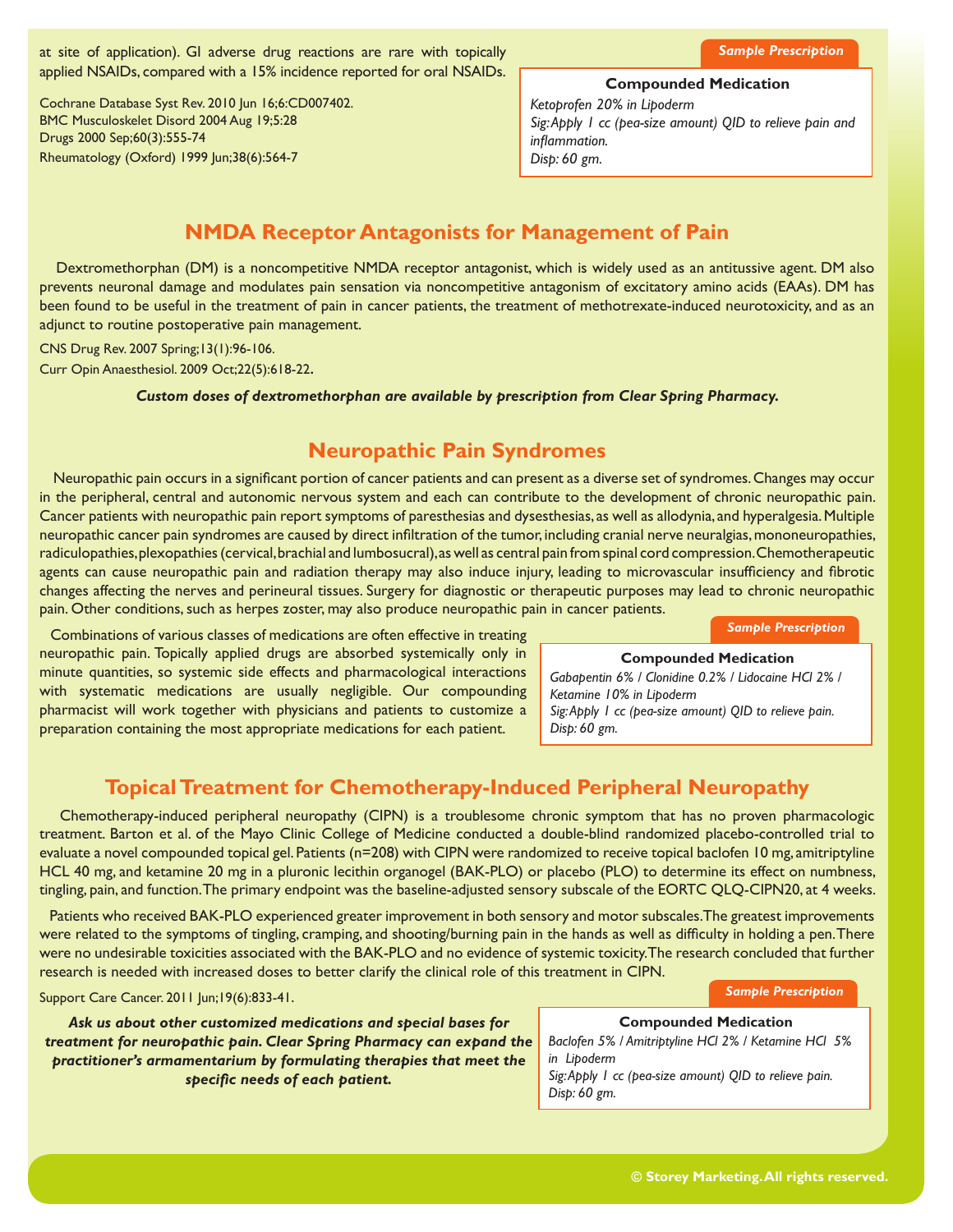at site of application). GI adverse drug reactions are rare with topically applied NSAIDs, compared with a 15% incidence reported for oral NSAIDs.

Cochrane Database Syst Rev. 2010 Jun 16;6:CD007402.
BMC Musculoskelet Disord 2004 Aug 19;5:28
Drugs 2000 Sep;60(3):555-74
Rheumatology (Oxford) 1999 Jun;38(6):564-7

***Sample Prescription***

**Compounded Medication**

*Ketoprofen 20% in Lipoderm*
*Sig: Apply 1 cc (pea-size amount) QID to relieve pain and inflammation.*
*Disp: 60 gm.*

## NMDA Receptor Antagonists for Management of Pain

Dextromethorphan (DM) is a noncompetitive NMDA receptor antagonist, which is widely used as an antitussive agent. DM also prevents neuronal damage and modulates pain sensation via noncompetitive antagonism of excitatory amino acids (EAAs). DM has been found to be useful in the treatment of pain in cancer patients, the treatment of methotrexate-induced neurotoxicity, and as an adjunct to routine postoperative pain management.

CNS Drug Rev. 2007 Spring;13(1):96-106.
Curr Opin Anaesthesiol. 2009 Oct;22(5):618-22.

***Custom doses of dextromethorphan are available by prescription from Clear Spring Pharmacy.***

## Neuropathic Pain Syndromes

Neuropathic pain occurs in a significant portion of cancer patients and can present as a diverse set of syndromes. Changes may occur in the peripheral, central and autonomic nervous system and each can contribute to the development of chronic neuropathic pain. Cancer patients with neuropathic pain report symptoms of paresthesias and dysesthesias, as well as allodynia, and hyperalgesia. Multiple neuropathic cancer pain syndromes are caused by direct infiltration of the tumor, including cranial nerve neuralgias, mononeuropathies, radiculopathies, plexopathies (cervical, brachial and lumbosucral), as well as central pain from spinal cord compression. Chemotherapeutic agents can cause neuropathic pain and radiation therapy may also induce injury, leading to microvascular insufficiency and fibrotic changes affecting the nerves and perineural tissues. Surgery for diagnostic or therapeutic purposes may lead to chronic neuropathic pain. Other conditions, such as herpes zoster, may also produce neuropathic pain in cancer patients.

Combinations of various classes of medications are often effective in treating neuropathic pain. Topically applied drugs are absorbed systemically only in minute quantities, so systemic side effects and pharmacological interactions with systematic medications are usually negligible. Our compounding pharmacist will work together with physicians and patients to customize a preparation containing the most appropriate medications for each patient.

***Sample Prescription***

**Compounded Medication**

*Gabapentin 6% / Clonidine 0.2% / Lidocaine HCl 2% / Ketamine 10% in Lipoderm*
*Sig: Apply 1 cc (pea-size amount) QID to relieve pain.*
*Disp: 60 gm.*

## Topical Treatment for Chemotherapy-Induced Peripheral Neuropathy

Chemotherapy-induced peripheral neuropathy (CIPN) is a troublesome chronic symptom that has no proven pharmacologic treatment. Barton et al. of the Mayo Clinic College of Medicine conducted a double-blind randomized placebo-controlled trial to evaluate a novel compounded topical gel. Patients (n=208) with CIPN were randomized to receive topical baclofen 10 mg, amitriptyline HCL 40 mg, and ketamine 20 mg in a pluronic lecithin organogel (BAK-PLO) or placebo (PLO) to determine its effect on numbness, tingling, pain, and function. The primary endpoint was the baseline-adjusted sensory subscale of the EORTC QLQ-CIPN20, at 4 weeks.

Patients who received BAK-PLO experienced greater improvement in both sensory and motor subscales. The greatest improvements were related to the symptoms of tingling, cramping, and shooting/burning pain in the hands as well as difficulty in holding a pen. There were no undesirable toxicities associated with the BAK-PLO and no evidence of systemic toxicity. The research concluded that further research is needed with increased doses to better clarify the clinical role of this treatment in CIPN.

Support Care Cancer. 2011 Jun;19(6):833-41.

***Ask us about other customized medications and special bases for treatment for neuropathic pain. Clear Spring Pharmacy can expand the practitioner's armamentarium by formulating therapies that meet the specific needs of each patient.***

***Sample Prescription***

**Compounded Medication**

*Baclofen 5% / Amitriptyline HCl 2% / Ketamine HCl 5% in Lipoderm*
*Sig: Apply 1 cc (pea-size amount) QID to relieve pain.*
*Disp: 60 gm.*

**© Storey Marketing. All rights reserved.**